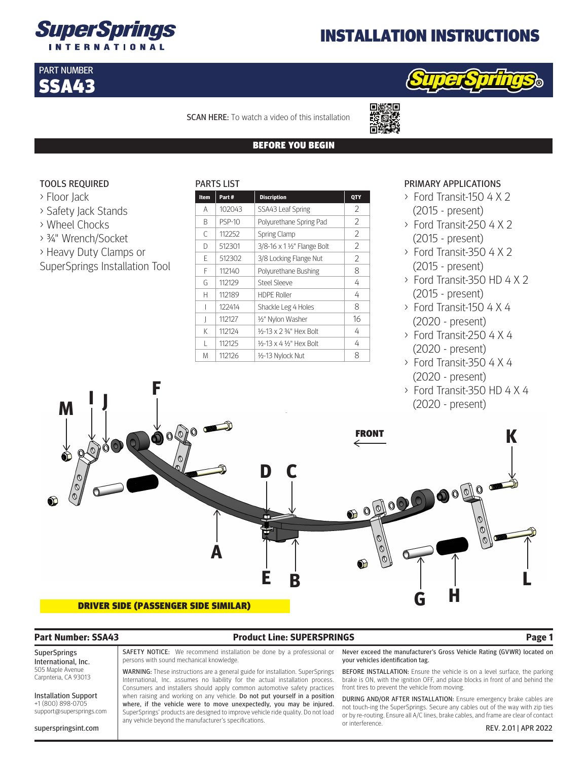# INSTALLATION INSTRUCTIONS

PART NUMBER
**SSA43**

SCAN HERE: To watch a video of this installation

## BEFORE YOU BEGIN

### TOOLS REQUIRED

- › Floor Jack
- › Safety Jack Stands
- › Wheel Chocks
- › ¾" Wrench/Socket
- › Heavy Duty Clamps or SuperSprings Installation Tool

### PARTS LIST

| Item | Part # | Discription | QTY |
|---|---|---|---|
| A | 102043 | SSA43 Leaf Spring | 2 |
| B | PSP-10 | Polyurethane Spring Pad | 2 |
| C | 112252 | Spring Clamp | 2 |
| D | 512301 | 3/8-16 x 1 ½" Flange Bolt | 2 |
| E | 512302 | 3/8 Locking Flange Nut | 2 |
| F | 112140 | Polyurethane Bushing | 8 |
| G | 112129 | Steel Sleeve | 4 |
| H | 112189 | HDPE Roller | 4 |
| I | 122414 | Shackle Leg 4 Holes | 8 |
| J | 112127 | ½" Nylon Washer | 16 |
| K | 112124 | ½-13 x 2 ¾" Hex Bolt | 4 |
| L | 112125 | ½-13 x 4 ½" Hex Bolt | 4 |
| M | 112126 | ½-13 Nylock Nut | 8 |

### PRIMARY APPLICATIONS

- › Ford Transit-150 4 X 2 (2015 - present)
- › Ford Transit-250 4 X 2 (2015 - present)
- › Ford Transit-350 4 X 2 (2015 - present)
- › Ford Transit-350 HD 4 X 2 (2015 - present)
- › Ford Transit-150 4 X 4 (2020 - present)
- › Ford Transit-250 4 X 4 (2020 - present)
- › Ford Transit-350 4 X 4 (2020 - present)
- › Ford Transit-350 HD 4 X 4 (2020 - present)

**DRIVER SIDE (PASSENGER SIDE SIMILAR)**

**Part Number: SSA43** | **Product Line: SUPERSPRINGS**

SuperSprings International, Inc.
505 Maple Avenue
Carpnteria, CA 93013

Installation Support
+1 (800) 898-0705
support@supersprings.com

superspringsint.com

SAFETY NOTICE: We recommend installation be done by a professional or persons with sound mechanical knowledge.

WARNING: These instructions are a general guide for installation. SuperSprings International, Inc. assumes no liability for the actual installation process. Consumers and installers should apply common automotive safety practices when raising and working on any vehicle. **Do not put yourself in a position where, if the vehicle were to move unexpectedly, you may be injured.** SuperSprings' products are designed to improve vehicle ride quality. Do not load any vehicle beyond the manufacturer's specifications.

**Never exceed the manufacturer's Gross Vehicle Rating (GVWR) located on your vehicles identification tag.**

BEFORE INSTALLATION: Ensure the vehicle is on a level surface, the parking brake is ON, with the ignition OFF, and place blocks in front of and behind the front tires to prevent the vehicle from moving.

DURING AND/OR AFTER INSTALLATION: Ensure emergency brake cables are not touch-ing the SuperSprings. Secure any cables out of the way with zip ties or by re-routing. Ensure all A/C lines, brake cables, and frame are clear of contact or interference.

REV. 2.01 | APR 2022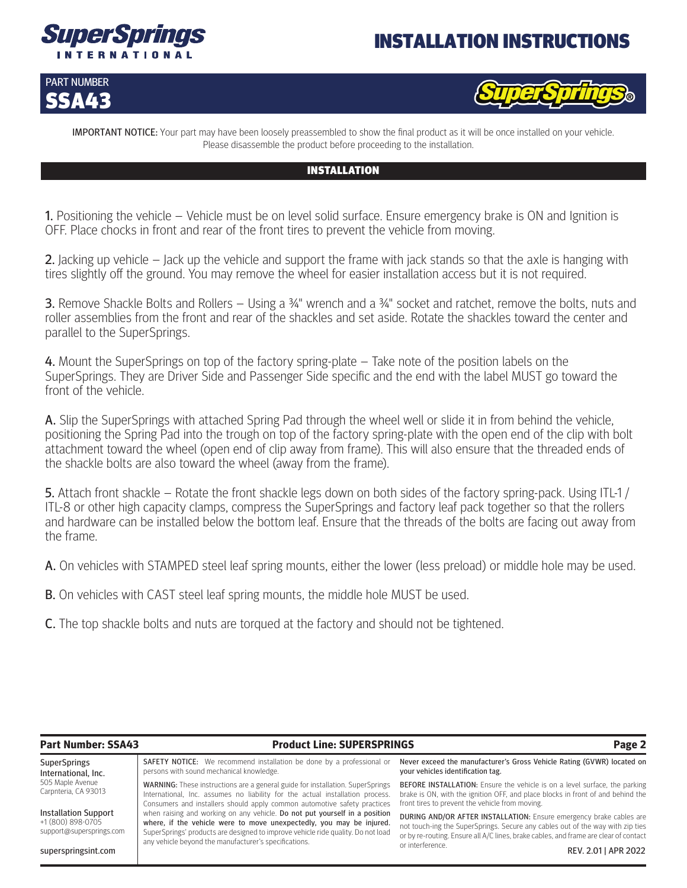# INSTALLATION INSTRUCTIONS

PART NUMBER
**SSA43**

**IMPORTANT NOTICE:** Your part may have been loosely preassembled to show the final product as it will be once installed on your vehicle. Please disassemble the product before proceeding to the installation.

## INSTALLATION

**1.** Positioning the vehicle – Vehicle must be on level solid surface. Ensure emergency brake is ON and Ignition is OFF. Place chocks in front and rear of the front tires to prevent the vehicle from moving.

**2.** Jacking up vehicle – Jack up the vehicle and support the frame with jack stands so that the axle is hanging with tires slightly off the ground. You may remove the wheel for easier installation access but it is not required.

**3.** Remove Shackle Bolts and Rollers – Using a ¾" wrench and a ¾" socket and ratchet, remove the bolts, nuts and roller assemblies from the front and rear of the shackles and set aside. Rotate the shackles toward the center and parallel to the SuperSprings.

**4.** Mount the SuperSprings on top of the factory spring-plate – Take note of the position labels on the SuperSprings. They are Driver Side and Passenger Side specific and the end with the label MUST go toward the front of the vehicle.

**A.** Slip the SuperSprings with attached Spring Pad through the wheel well or slide it in from behind the vehicle, positioning the Spring Pad into the trough on top of the factory spring-plate with the open end of the clip with bolt attachment toward the wheel (open end of clip away from frame). This will also ensure that the threaded ends of the shackle bolts are also toward the wheel (away from the frame).

**5.** Attach front shackle – Rotate the front shackle legs down on both sides of the factory spring-pack. Using ITL-1 / ITL-8 or other high capacity clamps, compress the SuperSprings and factory leaf pack together so that the rollers and hardware can be installed below the bottom leaf. Ensure that the threads of the bolts are facing out away from the frame.

**A.** On vehicles with STAMPED steel leaf spring mounts, either the lower (less preload) or middle hole may be used.

**B.** On vehicles with CAST steel leaf spring mounts, the middle hole MUST be used.

**C.** The top shackle bolts and nuts are torqued at the factory and should not be tightened.

---

**Part Number: SSA43** | **Product Line: SUPERSPRINGS**

SuperSprings International, Inc.
505 Maple Avenue
Carpnteria, CA 93013

Installation Support
+1 (800) 898-0705
support@supersprings.com

superspringsint.com

**SAFETY NOTICE:** We recommend installation be done by a professional or persons with sound mechanical knowledge.

**WARNING:** These instructions are a general guide for installation. SuperSprings International, Inc. assumes no liability for the actual installation process. Consumers and installers should apply common automotive safety practices when raising and working on any vehicle. **Do not put yourself in a position where, if the vehicle were to move unexpectedly, you may be injured.** SuperSprings' products are designed to improve vehicle ride quality. Do not load any vehicle beyond the manufacturer's specifications.

**Never exceed the manufacturer's Gross Vehicle Rating (GVWR) located on your vehicles identification tag.**

**BEFORE INSTALLATION:** Ensure the vehicle is on a level surface, the parking brake is ON, with the ignition OFF, and place blocks in front of and behind the front tires to prevent the vehicle from moving.

**DURING AND/OR AFTER INSTALLATION:** Ensure emergency brake cables are not touch-ing the SuperSprings. Secure any cables out of the way with zip ties or by re-routing. Ensure all A/C lines, brake cables, and frame are clear of contact or interference.

REV. 2.01 | APR 2022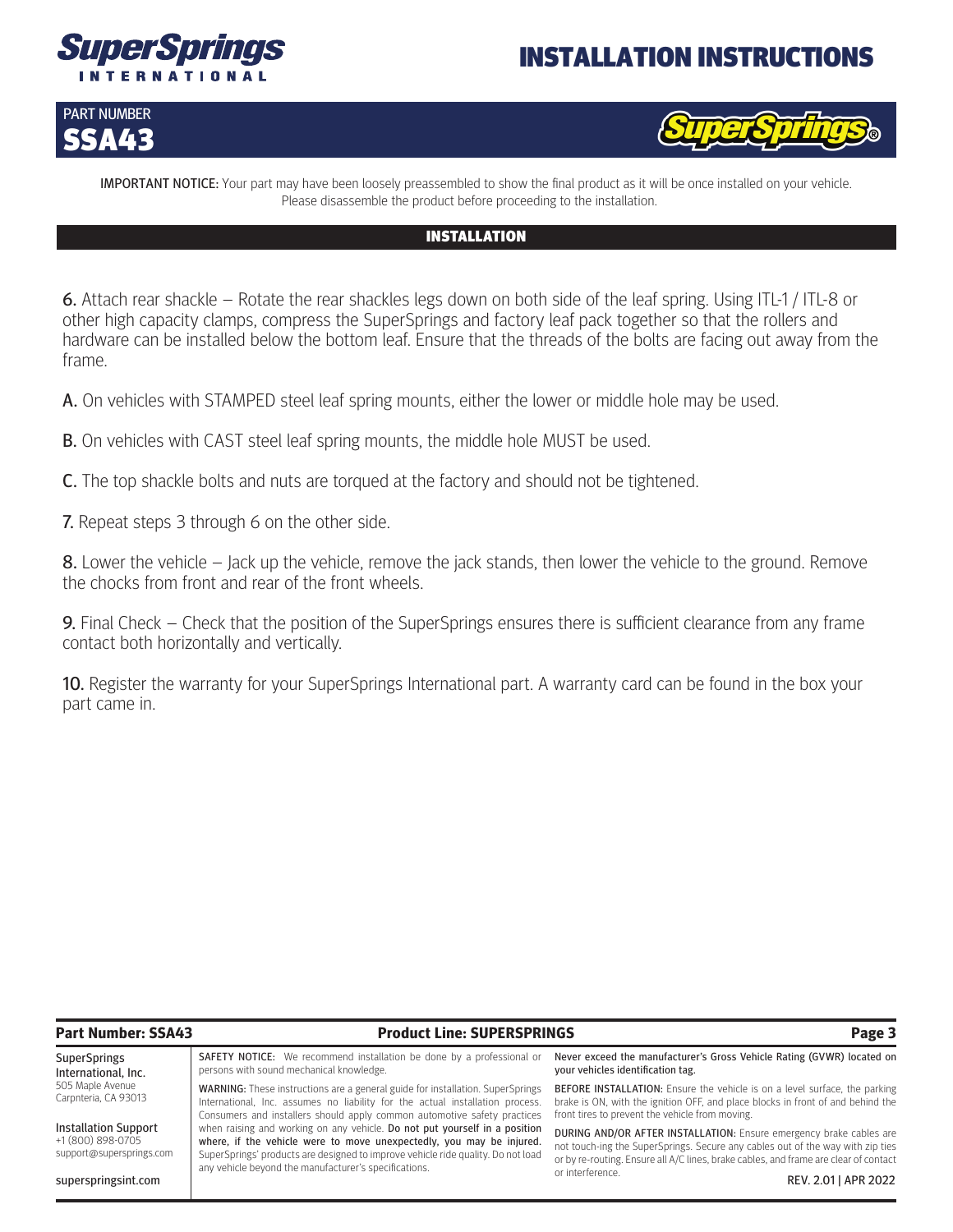# INSTALLATION INSTRUCTIONS

PART NUMBER
**SSA43**

**IMPORTANT NOTICE:** Your part may have been loosely preassembled to show the final product as it will be once installed on your vehicle. Please disassemble the product before proceeding to the installation.

## INSTALLATION

**6.** Attach rear shackle – Rotate the rear shackles legs down on both side of the leaf spring. Using ITL-1 / ITL-8 or other high capacity clamps, compress the SuperSprings and factory leaf pack together so that the rollers and hardware can be installed below the bottom leaf. Ensure that the threads of the bolts are facing out away from the frame.

**A.** On vehicles with STAMPED steel leaf spring mounts, either the lower or middle hole may be used.

**B.** On vehicles with CAST steel leaf spring mounts, the middle hole MUST be used.

**C.** The top shackle bolts and nuts are torqued at the factory and should not be tightened.

**7.** Repeat steps 3 through 6 on the other side.

**8.** Lower the vehicle – Jack up the vehicle, remove the jack stands, then lower the vehicle to the ground. Remove the chocks from front and rear of the front wheels.

**9.** Final Check – Check that the position of the SuperSprings ensures there is sufficient clearance from any frame contact both horizontally and vertically.

**10.** Register the warranty for your SuperSprings International part. A warranty card can be found in the box your part came in.

**Part Number: SSA43** | **Product Line: SUPERSPRINGS**

SuperSprings International, Inc.
505 Maple Avenue
Carpnteria, CA 93013

Installation Support
+1 (800) 898-0705
support@supersprings.com

superspringsint.com

**SAFETY NOTICE:** We recommend installation be done by a professional or persons with sound mechanical knowledge.

**WARNING:** These instructions are a general guide for installation. SuperSprings International, Inc. assumes no liability for the actual installation process. Consumers and installers should apply common automotive safety practices when raising and working on any vehicle. **Do not put yourself in a position where, if the vehicle were to move unexpectedly, you may be injured.** SuperSprings' products are designed to improve vehicle ride quality. Do not load any vehicle beyond the manufacturer's specifications.

**Never exceed the manufacturer's Gross Vehicle Rating (GVWR) located on your vehicles identification tag.**

**BEFORE INSTALLATION:** Ensure the vehicle is on a level surface, the parking brake is ON, with the ignition OFF, and place blocks in front of and behind the front tires to prevent the vehicle from moving.

**DURING AND/OR AFTER INSTALLATION:** Ensure emergency brake cables are not touch-ing the SuperSprings. Secure any cables out of the way with zip ties or by re-routing. Ensure all A/C lines, brake cables, and frame are clear of contact or interference.

REV. 2.01 | APR 2022